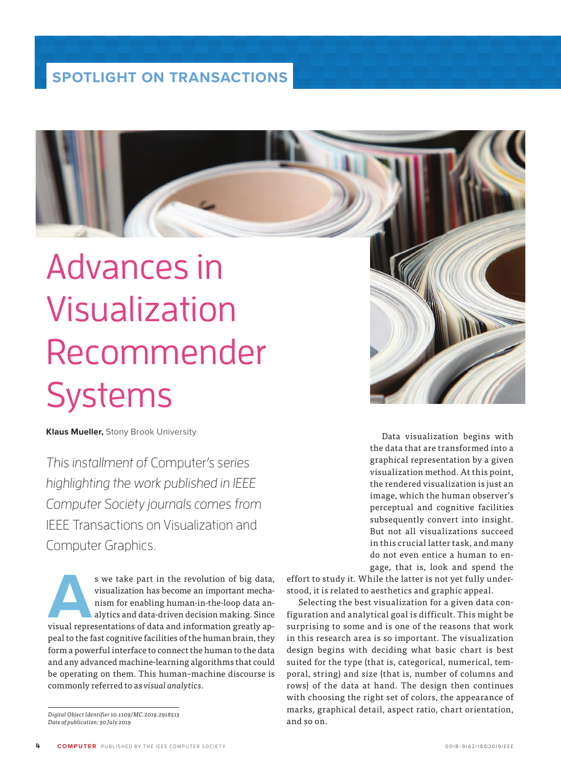SPOTLIGHT ON TRANSACTIONS

# Advances in Visualization Recommender Systems

**Klaus Mueller,** Stony Brook University

*This installment of Computer's series highlighting the work published in IEEE Computer Society journals comes from IEEE Transactions on Visualization and Computer Graphics.*

As we take part in the revolution of big data, visualization has become an important mechanism for enabling human-in-the-loop data analytics and data-driven decision making. Since visual representations of data and information greatly appeal to the fast cognitive facilities of the human brain, they form a powerful interface to connect the human to the data and any advanced machine-learning algorithms that could be operating on them. This human–machine discourse is commonly referred to as *visual analytics*.

Data visualization begins with the data that are transformed into a graphical representation by a given visualization method. At this point, the rendered visualization is just an image, which the human observer's perceptual and cognitive facilities subsequently convert into insight. But not all visualizations succeed in this crucial latter task, and many do not even entice a human to engage, that is, look and spend the effort to study it. While the latter is not yet fully understood, it is related to aesthetics and graphic appeal.

Selecting the best visualization for a given data configuration and analytical goal is difficult. This might be surprising to some and is one of the reasons that work in this research area is so important. The visualization design begins with deciding what basic chart is best suited for the type (that is, categorical, numerical, temporal, string) and size (that is, number of columns and rows) of the data at hand. The design then continues with choosing the right set of colors, the appearance of marks, graphical detail, aspect ratio, chart orientation, and so on.

*Digital Object Identifier 10.1109/MC.2019.2918513*
*Date of publication: 30 July 2019*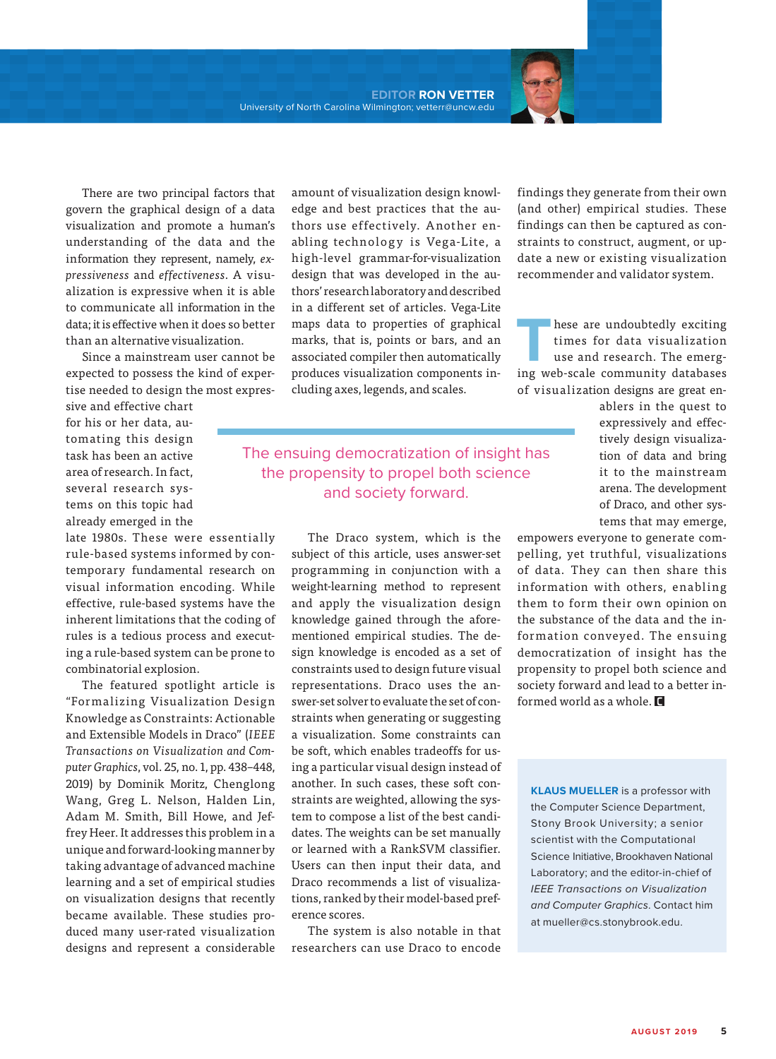EDITOR **RON VETTER**
University of North Carolina Wilmington; vetterr@uncw.edu

There are two principal factors that govern the graphical design of a data visualization and promote a human's understanding of the data and the information they represent, namely, *expressiveness* and *effectiveness*. A visualization is expressive when it is able to communicate all information in the data; it is effective when it does so better than an alternative visualization.

Since a mainstream user cannot be expected to possess the kind of expertise needed to design the most expressive and effective chart for his or her data, automating this design task has been an active area of research. In fact, several research systems on this topic had already emerged in the late 1980s. These were essentially rule-based systems informed by contemporary fundamental research on visual information encoding. While effective, rule-based systems have the inherent limitations that the coding of rules is a tedious process and executing a rule-based system can be prone to combinatorial explosion.

The featured spotlight article is "Formalizing Visualization Design Knowledge as Constraints: Actionable and Extensible Models in Draco" (*IEEE Transactions on Visualization and Computer Graphics*, vol. 25, no. 1, pp. 438–448, 2019) by Dominik Moritz, Chenglong Wang, Greg L. Nelson, Halden Lin, Adam M. Smith, Bill Howe, and Jeffrey Heer. It addresses this problem in a unique and forward-looking manner by taking advantage of advanced machine learning and a set of empirical studies on visualization designs that recently became available. These studies produced many user-rated visualization designs and represent a considerable amount of visualization design knowledge and best practices that the authors use effectively. Another enabling technology is Vega-Lite, a high-level grammar-for-visualization design that was developed in the authors' research laboratory and described in a different set of articles. Vega-Lite maps data to properties of graphical marks, that is, points or bars, and an associated compiler then automatically produces visualization components including axes, legends, and scales.

> The ensuing democratization of insight has the propensity to propel both science and society forward.

The Draco system, which is the subject of this article, uses answer-set programming in conjunction with a weight-learning method to represent and apply the visualization design knowledge gained through the aforementioned empirical studies. The design knowledge is encoded as a set of constraints used to design future visual representations. Draco uses the answer-set solver to evaluate the set of constraints when generating or suggesting a visualization. Some constraints can be soft, which enables tradeoffs for using a particular visual design instead of another. In such cases, these soft constraints are weighted, allowing the system to compose a list of the best candidates. The weights can be set manually or learned with a RankSVM classifier. Users can then input their data, and Draco recommends a list of visualizations, ranked by their model-based preference scores.

The system is also notable in that researchers can use Draco to encode findings they generate from their own (and other) empirical studies. These findings can then be captured as constraints to construct, augment, or update a new or existing visualization recommender and validator system.

These are undoubtedly exciting times for data visualization use and research. The emerging web-scale community databases of visualization designs are great enablers in the quest to expressively and effectively design visualization of data and bring it to the mainstream arena. The development of Draco, and other systems that may emerge, empowers everyone to generate compelling, yet truthful, visualizations of data. They can then share this information with others, enabling them to form their own opinion on the substance of the data and the information conveyed. The ensuing democratization of insight has the propensity to propel both science and society forward and lead to a better informed world as a whole.

**KLAUS MUELLER** is a professor with the Computer Science Department, Stony Brook University; a senior scientist with the Computational Science Initiative, Brookhaven National Laboratory; and the editor-in-chief of *IEEE Transactions on Visualization and Computer Graphics*. Contact him at mueller@cs.stonybrook.edu.